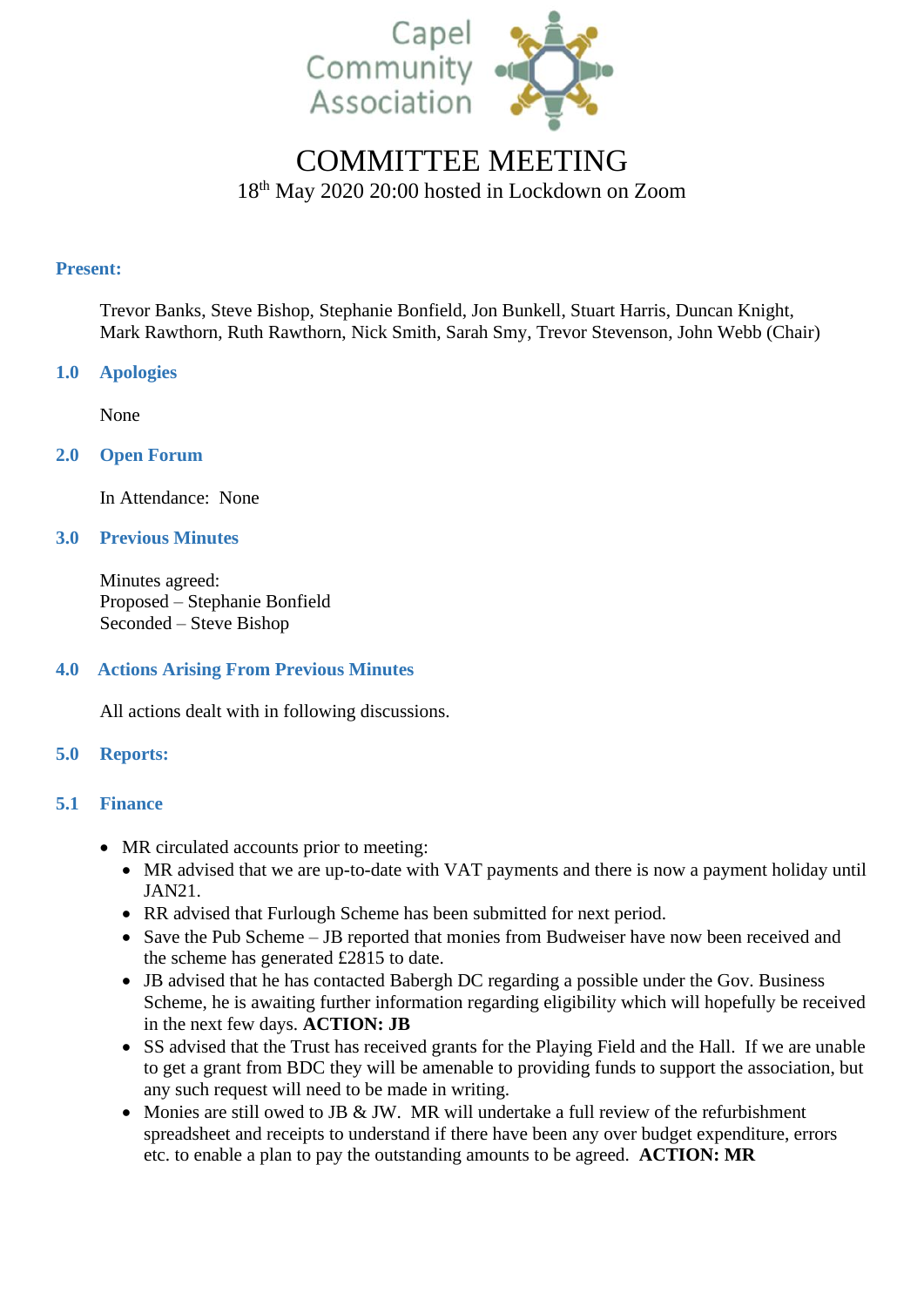Capel Community Association

# COMMITTEE MEETING

18th May 2020 20:00 hosted in Lockdown on Zoom

## Present:

Trevor Banks, Steve Bishop, Stephanie Bonfield, Jon Bunkell, Stuart Harris, Duncan Knight, Mark Rawthorn, Ruth Rawthorn, Nick Smith, Sarah Smy, Trevor Stevenson, John Webb (Chair)

## 1.0 Apologies

None

## 2.0 Open Forum

In Attendance: None

## 3.0 Previous Minutes

Minutes agreed:
Proposed – Stephanie Bonfield
Seconded – Steve Bishop

## 4.0 Actions Arising From Previous Minutes

All actions dealt with in following discussions.

## 5.0 Reports:

## 5.1 Finance

- MR circulated accounts prior to meeting:
  - MR advised that we are up-to-date with VAT payments and there is now a payment holiday until JAN21.
  - RR advised that Furlough Scheme has been submitted for next period.
  - Save the Pub Scheme – JB reported that monies from Budweiser have now been received and the scheme has generated £2815 to date.
  - JB advised that he has contacted Babergh DC regarding a possible under the Gov. Business Scheme, he is awaiting further information regarding eligibility which will hopefully be received in the next few days. **ACTION: JB**
  - SS advised that the Trust has received grants for the Playing Field and the Hall. If we are unable to get a grant from BDC they will be amenable to providing funds to support the association, but any such request will need to be made in writing.
  - Monies are still owed to JB & JW. MR will undertake a full review of the refurbishment spreadsheet and receipts to understand if there have been any over budget expenditure, errors etc. to enable a plan to pay the outstanding amounts to be agreed. **ACTION: MR**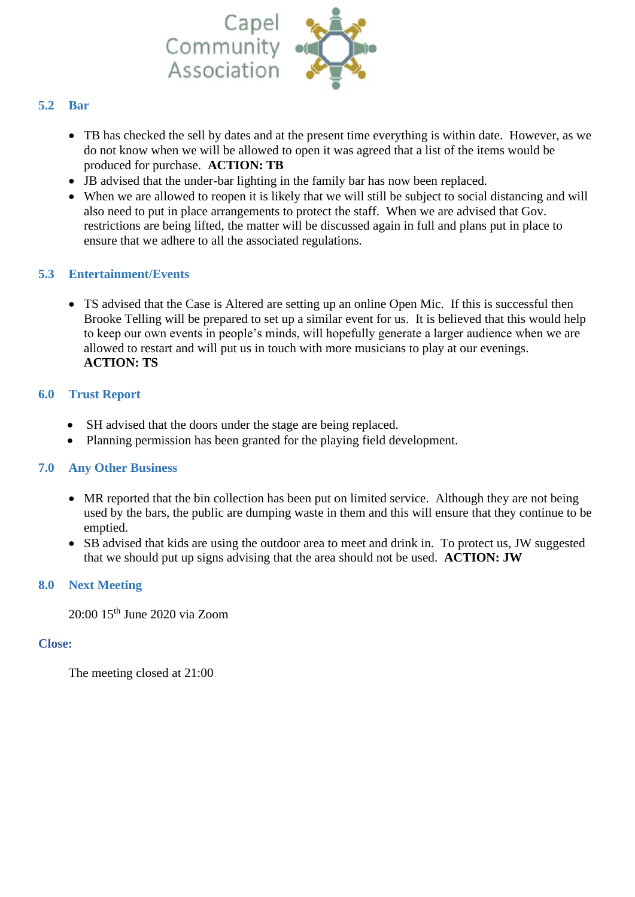### 5.2 Bar

- TB has checked the sell by dates and at the present time everything is within date. However, as we do not know when we will be allowed to open it was agreed that a list of the items would be produced for purchase. **ACTION: TB**
- JB advised that the under-bar lighting in the family bar has now been replaced.
- When we are allowed to reopen it is likely that we will still be subject to social distancing and will also need to put in place arrangements to protect the staff. When we are advised that Gov. restrictions are being lifted, the matter will be discussed again in full and plans put in place to ensure that we adhere to all the associated regulations.

### 5.3 Entertainment/Events

- TS advised that the Case is Altered are setting up an online Open Mic. If this is successful then Brooke Telling will be prepared to set up a similar event for us. It is believed that this would help to keep our own events in people's minds, will hopefully generate a larger audience when we are allowed to restart and will put us in touch with more musicians to play at our evenings. **ACTION: TS**

### 6.0 Trust Report

- SH advised that the doors under the stage are being replaced.
- Planning permission has been granted for the playing field development.

### 7.0 Any Other Business

- MR reported that the bin collection has been put on limited service. Although they are not being used by the bars, the public are dumping waste in them and this will ensure that they continue to be emptied.
- SB advised that kids are using the outdoor area to meet and drink in. To protect us, JW suggested that we should put up signs advising that the area should not be used. **ACTION: JW**

### 8.0 Next Meeting

20:00 15th June 2020 via Zoom

### Close:

The meeting closed at 21:00